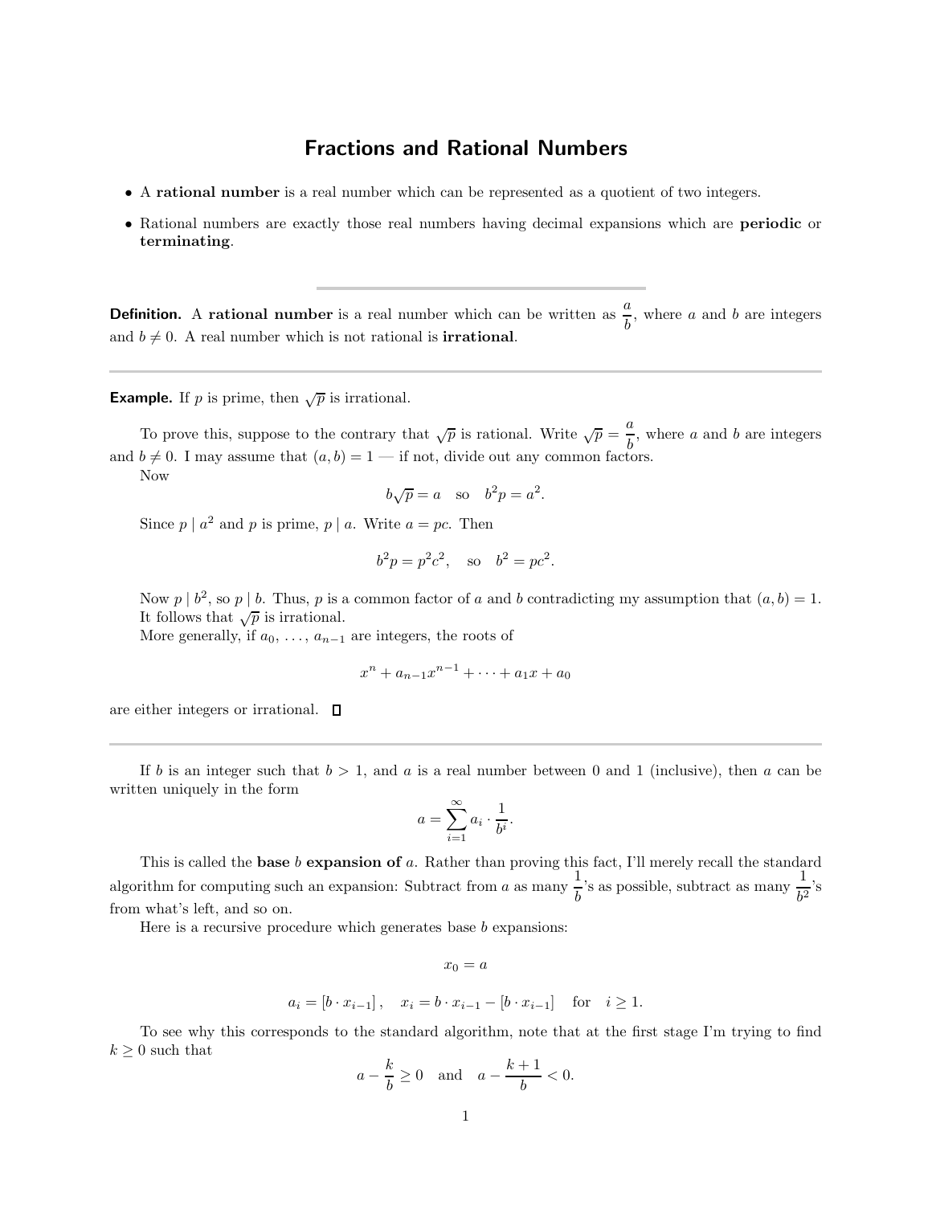# Fractions and Rational Numbers

- A **rational number** is a real number which can be represented as a quotient of two integers.
- Rational numbers are exactly those real numbers having decimal expansions which are **periodic** or **terminating**.

---

**Definition.** A **rational number** is a real number which can be written as $\dfrac{a}{b}$, where $a$ and $b$ are integers and $b \neq 0$. A real number which is not rational is **irrational**.

---

**Example.** If $p$ is prime, then $\sqrt{p}$ is irrational.

To prove this, suppose to the contrary that $\sqrt{p}$ is rational. Write $\sqrt{p} = \dfrac{a}{b}$, where $a$ and $b$ are integers and $b \neq 0$. I may assume that $(a, b) = 1$ — if not, divide out any common factors.

Now

$$b\sqrt{p} = a \quad \text{so} \quad b^2 p = a^2.$$

Since $p \mid a^2$ and $p$ is prime, $p \mid a$. Write $a = pc$. Then

$$b^2 p = p^2 c^2, \quad \text{so} \quad b^2 = pc^2.$$

Now $p \mid b^2$, so $p \mid b$. Thus, $p$ is a common factor of $a$ and $b$ contradicting my assumption that $(a, b) = 1$. It follows that $\sqrt{p}$ is irrational.

More generally, if $a_0, \ldots, a_{n-1}$ are integers, the roots of

$$x^n + a_{n-1}x^{n-1} + \cdots + a_1 x + a_0$$

are either integers or irrational. $\square$

---

If $b$ is an integer such that $b > 1$, and $a$ is a real number between 0 and 1 (inclusive), then $a$ can be written uniquely in the form

$$a = \sum_{i=1}^{\infty} a_i \cdot \frac{1}{b^i}.$$

This is called the **base $b$ expansion of** $a$. Rather than proving this fact, I'll merely recall the standard algorithm for computing such an expansion: Subtract from $a$ as many $\dfrac{1}{b}$'s as possible, subtract as many $\dfrac{1}{b^2}$'s from what's left, and so on.

Here is a recursive procedure which generates base $b$ expansions:

$$x_0 = a$$

$$a_i = [b \cdot x_{i-1}], \quad x_i = b \cdot x_{i-1} - [b \cdot x_{i-1}] \quad \text{for} \quad i \geq 1.$$

To see why this corresponds to the standard algorithm, note that at the first stage I'm trying to find $k \geq 0$ such that

$$a - \frac{k}{b} \geq 0 \quad \text{and} \quad a - \frac{k+1}{b} < 0.$$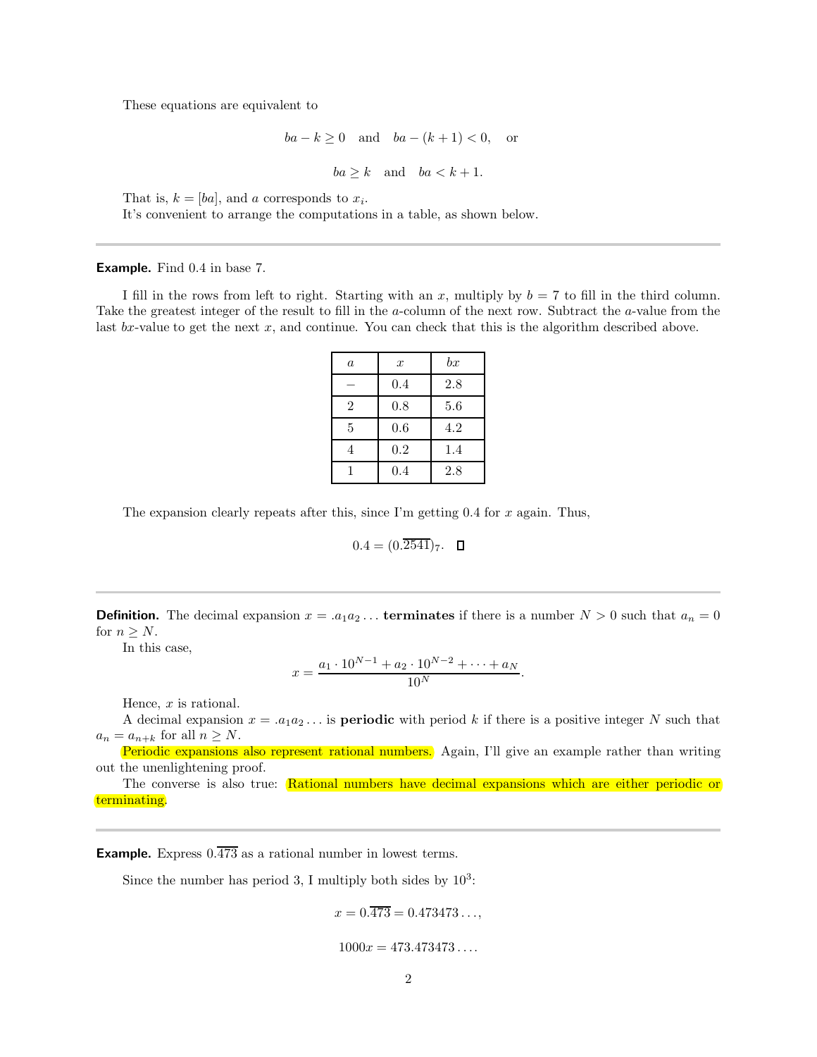These equations are equivalent to

$$ba - k \geq 0 \quad \text{and} \quad ba - (k+1) < 0, \quad \text{or}$$

$$ba \geq k \quad \text{and} \quad ba < k + 1.$$

That is, $k = [ba]$, and $a$ corresponds to $x_i$.

It's convenient to arrange the computations in a table, as shown below.

---

**Example.** Find 0.4 in base 7.

I fill in the rows from left to right. Starting with an $x$, multiply by $b = 7$ to fill in the third column. Take the greatest integer of the result to fill in the $a$-column of the next row. Subtract the $a$-value from the last $bx$-value to get the next $x$, and continue. You can check that this is the algorithm described above.

| $a$ | $x$ | $bx$ |
|---|---|---|
| – | 0.4 | 2.8 |
| 2 | 0.8 | 5.6 |
| 5 | 0.6 | 4.2 |
| 4 | 0.2 | 1.4 |
| 1 | 0.4 | 2.8 |

The expansion clearly repeats after this, since I'm getting 0.4 for $x$ again. Thus,

$$0.4 = (0.\overline{2541})_7. \quad \square$$

---

**Definition.** The decimal expansion $x = .a_1a_2\ldots$ **terminates** if there is a number $N > 0$ such that $a_n = 0$ for $n \geq N$.

In this case,

$$x = \frac{a_1 \cdot 10^{N-1} + a_2 \cdot 10^{N-2} + \cdots + a_N}{10^N}.$$

Hence, $x$ is rational.

A decimal expansion $x = .a_1a_2\ldots$ is **periodic** with period $k$ if there is a positive integer $N$ such that $a_n = a_{n+k}$ for all $n \geq N$.

Periodic expansions also represent rational numbers. Again, I'll give an example rather than writing out the unenlightening proof.

The converse is also true: Rational numbers have decimal expansions which are either periodic or terminating.

---

**Example.** Express $0.\overline{473}$ as a rational number in lowest terms.

Since the number has period 3, I multiply both sides by $10^3$:

$$x = 0.\overline{473} = 0.473473\ldots,$$

$$1000x = 473.473473\ldots.$$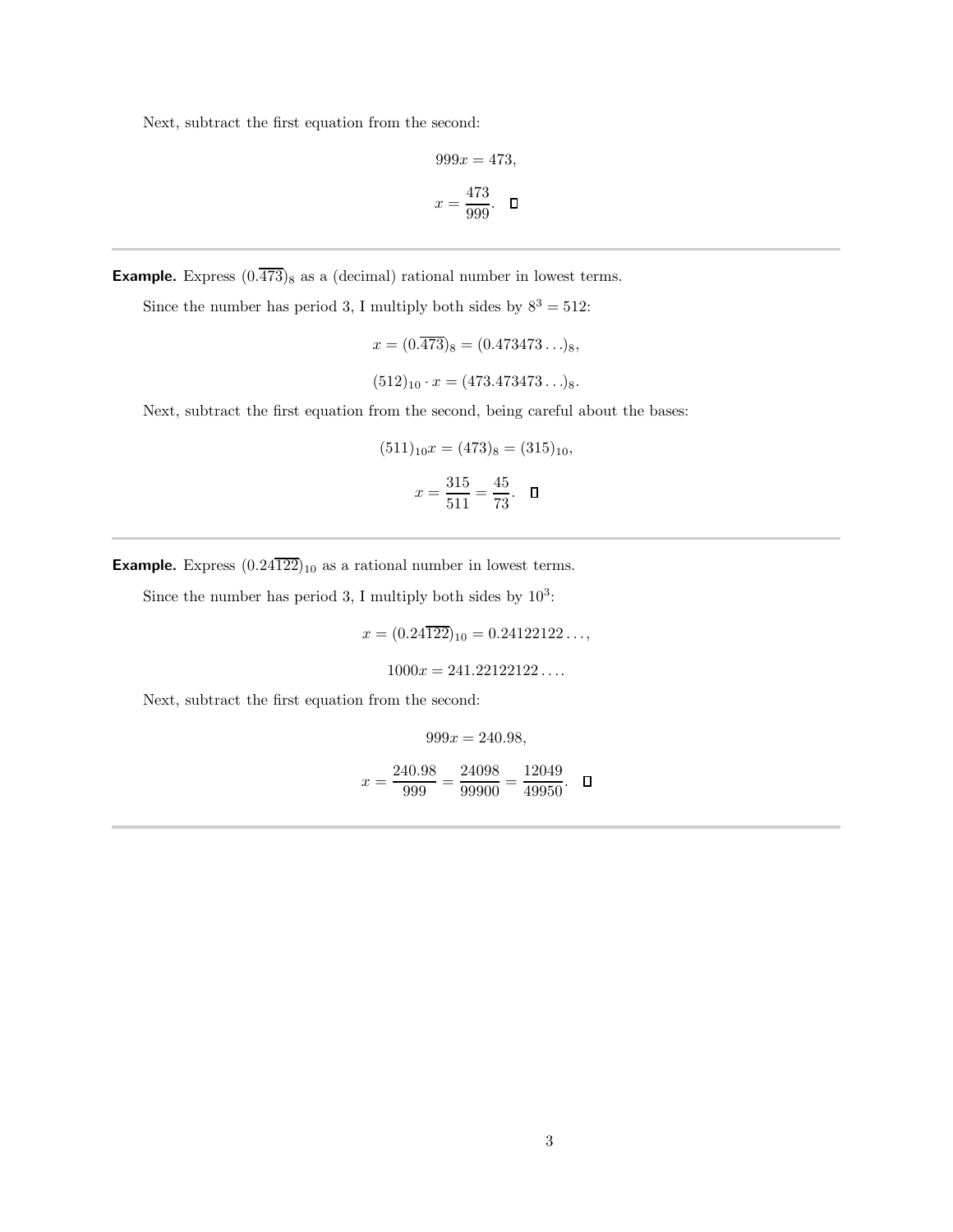Next, subtract the first equation from the second:

$$999x = 473,$$

$$x = \frac{473}{999}. \quad \square$$

---

**Example.** Express $(0.\overline{473})_8$ as a (decimal) rational number in lowest terms.

Since the number has period 3, I multiply both sides by $8^3 = 512$:

$$x = (0.\overline{473})_8 = (0.473473\ldots)_8,$$

$$(512)_{10} \cdot x = (473.473473\ldots)_8.$$

Next, subtract the first equation from the second, being careful about the bases:

$$(511)_{10}x = (473)_8 = (315)_{10},$$

$$x = \frac{315}{511} = \frac{45}{73}. \quad \square$$

---

**Example.** Express $(0.24\overline{122})_{10}$ as a rational number in lowest terms.

Since the number has period 3, I multiply both sides by $10^3$:

$$x = (0.24\overline{122})_{10} = 0.24122122\ldots,$$

$$1000x = 241.22122122\ldots.$$

Next, subtract the first equation from the second:

$$999x = 240.98,$$

$$x = \frac{240.98}{999} = \frac{24098}{99900} = \frac{12049}{49950}. \quad \square$$

---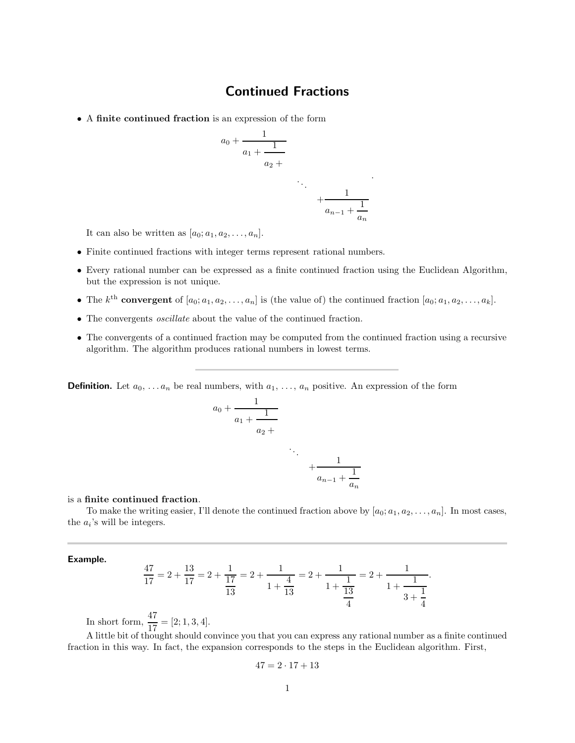# Continued Fractions

- A **finite continued fraction** is an expression of the form

$$a_0 + \cfrac{1}{a_1 + \cfrac{1}{a_2 + \cfrac{}{\ddots + \cfrac{1}{a_{n-1} + \cfrac{1}{a_n}}}}}.$$

  It can also be written as $[a_0; a_1, a_2, \ldots, a_n]$.

- Finite continued fractions with integer terms represent rational numbers.
- Every rational number can be expressed as a finite continued fraction using the Euclidean Algorithm, but the expression is not unique.
- The $k^{\text{th}}$ **convergent** of $[a_0; a_1, a_2, \ldots, a_n]$ is (the value of) the continued fraction $[a_0; a_1, a_2, \ldots, a_k]$.
- The convergents *oscillate* about the value of the continued fraction.
- The convergents of a continued fraction may be computed from the continued fraction using a recursive algorithm. The algorithm produces rational numbers in lowest terms.

---

**Definition.** Let $a_0, \ldots a_n$ be real numbers, with $a_1, \ldots, a_n$ positive. An expression of the form

$$a_0 + \cfrac{1}{a_1 + \cfrac{1}{a_2 + \cfrac{}{\ddots + \cfrac{1}{a_{n-1} + \cfrac{1}{a_n}}}}}$$

is a **finite continued fraction**.

To make the writing easier, I'll denote the continued fraction above by $[a_0; a_1, a_2, \ldots, a_n]$. In most cases, the $a_i$'s will be integers.

---

**Example.**

$$\frac{47}{17} = 2 + \frac{13}{17} = 2 + \cfrac{1}{\cfrac{17}{13}} = 2 + \cfrac{1}{1 + \cfrac{4}{13}} = 2 + \cfrac{1}{1 + \cfrac{1}{\cfrac{13}{4}}} = 2 + \cfrac{1}{1 + \cfrac{1}{3 + \cfrac{1}{4}}}.$$

In short form, $\dfrac{47}{17} = [2; 1, 3, 4]$.

A little bit of thought should convince you that you can express any rational number as a finite continued fraction in this way. In fact, the expansion corresponds to the steps in the Euclidean algorithm. First,

$$47 = 2 \cdot 17 + 13$$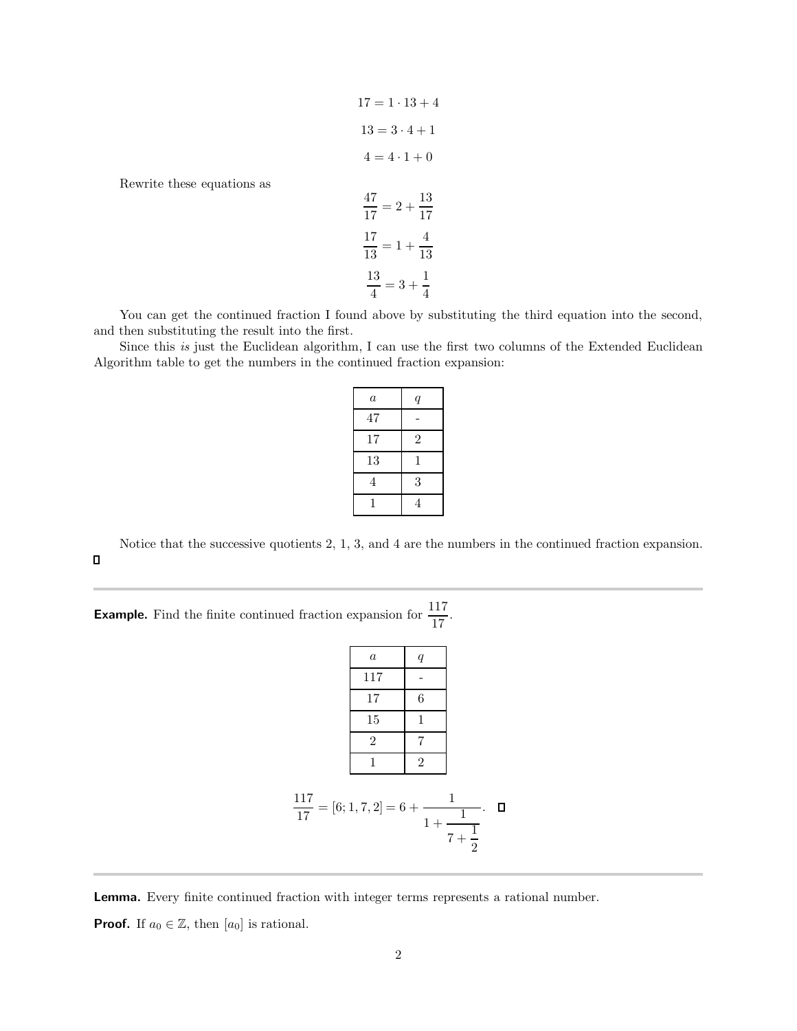$$17 = 1 \cdot 13 + 4$$

$$13 = 3 \cdot 4 + 1$$

$$4 = 4 \cdot 1 + 0$$

Rewrite these equations as

$$\frac{47}{17} = 2 + \frac{13}{17}$$

$$\frac{17}{13} = 1 + \frac{4}{13}$$

$$\frac{13}{4} = 3 + \frac{1}{4}$$

You can get the continued fraction I found above by substituting the third equation into the second, and then substituting the result into the first.

Since this *is* just the Euclidean algorithm, I can use the first two columns of the Extended Euclidean Algorithm table to get the numbers in the continued fraction expansion:

| $a$ | $q$ |
|---|---|
| 47 | - |
| 17 | 2 |
| 13 | 1 |
| 4 | 3 |
| 1 | 4 |

Notice that the successive quotients 2, 1, 3, and 4 are the numbers in the continued fraction expansion. □

---

**Example.** Find the finite continued fraction expansion for $\dfrac{117}{17}$.

| $a$ | $q$ |
|---|---|
| 117 | - |
| 17 | 6 |
| 15 | 1 |
| 2 | 7 |
| 1 | 2 |

$$\frac{117}{17} = [6; 1, 7, 2] = 6 + \cfrac{1}{1 + \cfrac{1}{7 + \cfrac{1}{2}}}. \quad \square$$

---

**Lemma.** Every finite continued fraction with integer terms represents a rational number.

**Proof.** If $a_0 \in \mathbb{Z}$, then $[a_0]$ is rational.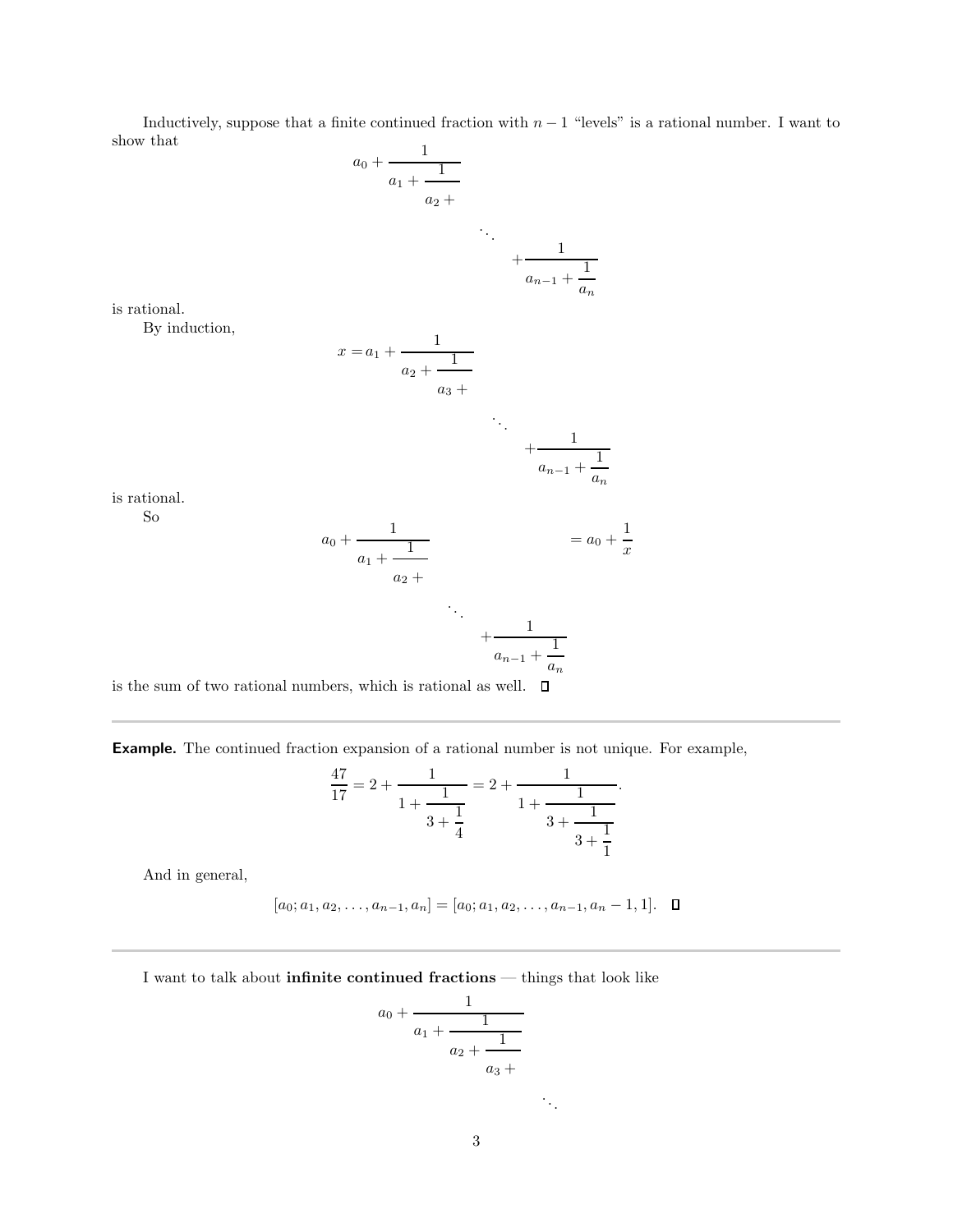Inductively, suppose that a finite continued fraction with $n-1$ "levels" is a rational number. I want to show that

$$a_0 + \cfrac{1}{a_1 + \cfrac{1}{a_2 + \cfrac{}{\ddots + \cfrac{1}{a_{n-1} + \cfrac{1}{a_n}}}}}$$

is rational.

By induction,

$$x = a_1 + \cfrac{1}{a_2 + \cfrac{1}{a_3 + \cfrac{}{\ddots + \cfrac{1}{a_{n-1} + \cfrac{1}{a_n}}}}}$$

is rational.

So

$$a_0 + \cfrac{1}{a_1 + \cfrac{1}{a_2 + \cfrac{}{\ddots + \cfrac{1}{a_{n-1} + \cfrac{1}{a_n}}}}} = a_0 + \frac{1}{x}$$

is the sum of two rational numbers, which is rational as well. □

---

**Example.** The continued fraction expansion of a rational number is not unique. For example,

$$\frac{47}{17} = 2 + \cfrac{1}{1 + \cfrac{1}{3 + \cfrac{1}{4}}} = 2 + \cfrac{1}{1 + \cfrac{1}{3 + \cfrac{1}{3 + \cfrac{1}{1}}}}.$$

And in general,

$$[a_0; a_1, a_2, \ldots, a_{n-1}, a_n] = [a_0; a_1, a_2, \ldots, a_{n-1}, a_n - 1, 1].$$ □

---

I want to talk about **infinite continued fractions** — things that look like

$$a_0 + \cfrac{1}{a_1 + \cfrac{1}{a_2 + \cfrac{1}{a_3 + \cfrac{}{\ddots}}}}$$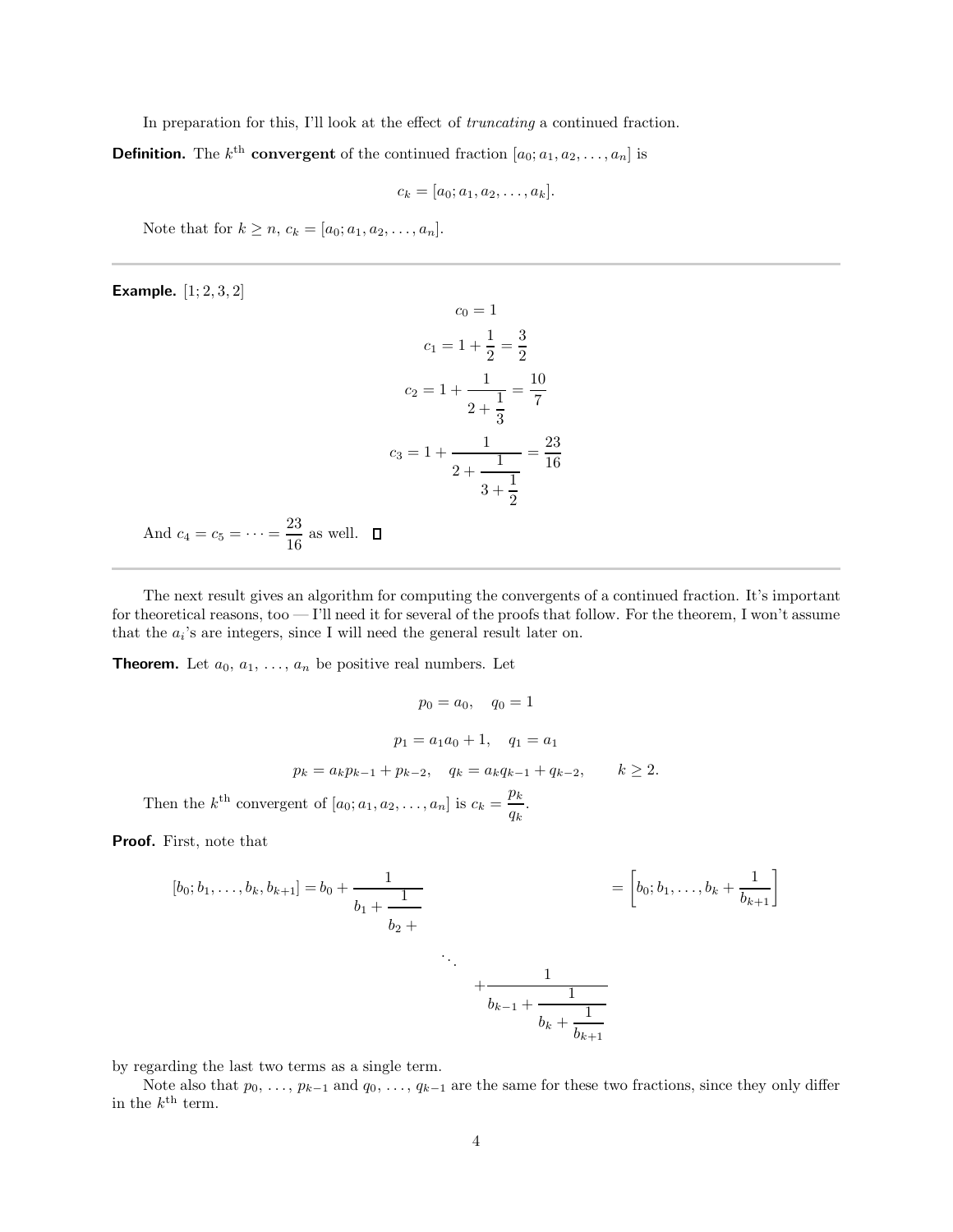In preparation for this, I'll look at the effect of *truncating* a continued fraction.

**Definition.** The $k^{\text{th}}$ **convergent** of the continued fraction $[a_0; a_1, a_2, \ldots, a_n]$ is

$$c_k = [a_0; a_1, a_2, \ldots, a_k].$$

Note that for $k \geq n$, $c_k = [a_0; a_1, a_2, \ldots, a_n]$.

---

**Example.** $[1; 2, 3, 2]$

$$c_0 = 1$$

$$c_1 = 1 + \frac{1}{2} = \frac{3}{2}$$

$$c_2 = 1 + \cfrac{1}{2 + \cfrac{1}{3}} = \frac{10}{7}$$

$$c_3 = 1 + \cfrac{1}{2 + \cfrac{1}{3 + \cfrac{1}{2}}} = \frac{23}{16}$$

And $c_4 = c_5 = \cdots = \dfrac{23}{16}$ as well. $\square$

---

The next result gives an algorithm for computing the convergents of a continued fraction. It's important for theoretical reasons, too — I'll need it for several of the proofs that follow. For the theorem, I won't assume that the $a_i$'s are integers, since I will need the general result later on.

**Theorem.** Let $a_0$, $a_1$, $\ldots$, $a_n$ be positive real numbers. Let

$$p_0 = a_0, \quad q_0 = 1$$

$$p_1 = a_1 a_0 + 1, \quad q_1 = a_1$$

$$p_k = a_k p_{k-1} + p_{k-2}, \quad q_k = a_k q_{k-1} + q_{k-2}, \qquad k \geq 2.$$

Then the $k^{\text{th}}$ convergent of $[a_0; a_1, a_2, \ldots, a_n]$ is $c_k = \dfrac{p_k}{q_k}$.

**Proof.** First, note that

$$[b_0; b_1, \ldots, b_k, b_{k+1}] = b_0 + \cfrac{1}{b_1 + \cfrac{1}{b_2 + \cfrac{\ddots}{+\cfrac{1}{b_{k-1} + \cfrac{1}{b_k + \cfrac{1}{b_{k+1}}}}}}} = \left[b_0; b_1, \ldots, b_k + \frac{1}{b_{k+1}}\right]$$

by regarding the last two terms as a single term.

Note also that $p_0$, $\ldots$, $p_{k-1}$ and $q_0$, $\ldots$, $q_{k-1}$ are the same for these two fractions, since they only differ in the $k^{\text{th}}$ term.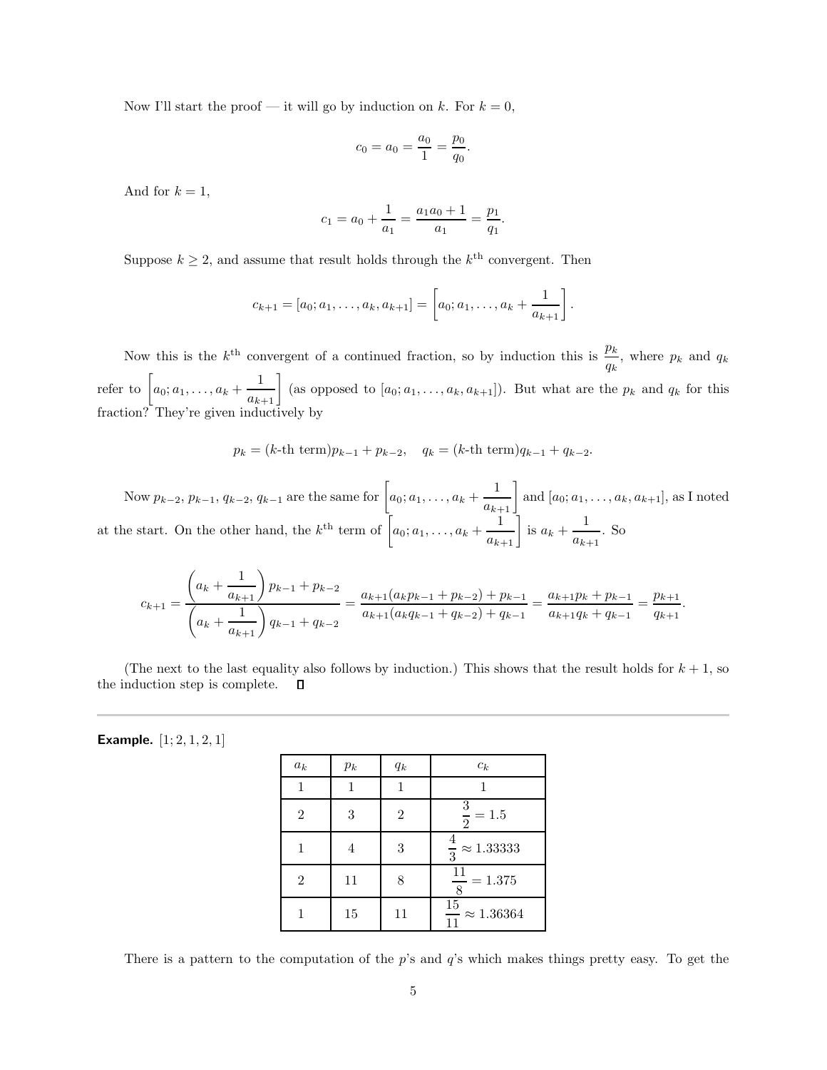Now I'll start the proof — it will go by induction on $k$. For $k = 0$,

$$c_0 = a_0 = \frac{a_0}{1} = \frac{p_0}{q_0}.$$

And for $k = 1$,

$$c_1 = a_0 + \frac{1}{a_1} = \frac{a_1 a_0 + 1}{a_1} = \frac{p_1}{q_1}.$$

Suppose $k \geq 2$, and assume that result holds through the $k^{\text{th}}$ convergent. Then

$$c_{k+1} = [a_0; a_1, \ldots, a_k, a_{k+1}] = \left[a_0; a_1, \ldots, a_k + \frac{1}{a_{k+1}}\right].$$

Now this is the $k^{\text{th}}$ convergent of a continued fraction, so by induction this is $\dfrac{p_k}{q_k}$, where $p_k$ and $q_k$ refer to $\left[a_0; a_1, \ldots, a_k + \dfrac{1}{a_{k+1}}\right]$ (as opposed to $[a_0; a_1, \ldots, a_k, a_{k+1}]$). But what are the $p_k$ and $q_k$ for this fraction? They're given inductively by

$$p_k = (k\text{-th term})p_{k-1} + p_{k-2}, \quad q_k = (k\text{-th term})q_{k-1} + q_{k-2}.$$

Now $p_{k-2}$, $p_{k-1}$, $q_{k-2}$, $q_{k-1}$ are the same for $\left[a_0; a_1, \ldots, a_k + \dfrac{1}{a_{k+1}}\right]$ and $[a_0; a_1, \ldots, a_k, a_{k+1}]$, as I noted at the start. On the other hand, the $k^{\text{th}}$ term of $\left[a_0; a_1, \ldots, a_k + \dfrac{1}{a_{k+1}}\right]$ is $a_k + \dfrac{1}{a_{k+1}}$. So

$$c_{k+1} = \frac{\left(a_k + \dfrac{1}{a_{k+1}}\right)p_{k-1} + p_{k-2}}{\left(a_k + \dfrac{1}{a_{k+1}}\right)q_{k-1} + q_{k-2}} = \frac{a_{k+1}(a_k p_{k-1} + p_{k-2}) + p_{k-1}}{a_{k+1}(a_k q_{k-1} + q_{k-2}) + q_{k-1}} = \frac{a_{k+1}p_k + p_{k-1}}{a_{k+1}q_k + q_{k-1}} = \frac{p_{k+1}}{q_{k+1}}.$$

(The next to the last equality also follows by induction.) This shows that the result holds for $k + 1$, so the induction step is complete. □

---

**Example.** $[1; 2, 1, 2, 1]$

| $a_k$ | $p_k$ | $q_k$ | $c_k$ |
|---|---|---|---|
| 1 | 1 | 1 | 1 |
| 2 | 3 | 2 | $\frac{3}{2} = 1.5$ |
| 1 | 4 | 3 | $\frac{4}{3} \approx 1.33333$ |
| 2 | 11 | 8 | $\frac{11}{8} = 1.375$ |
| 1 | 15 | 11 | $\frac{15}{11} \approx 1.36364$ |

There is a pattern to the computation of the $p$'s and $q$'s which makes things pretty easy. To get the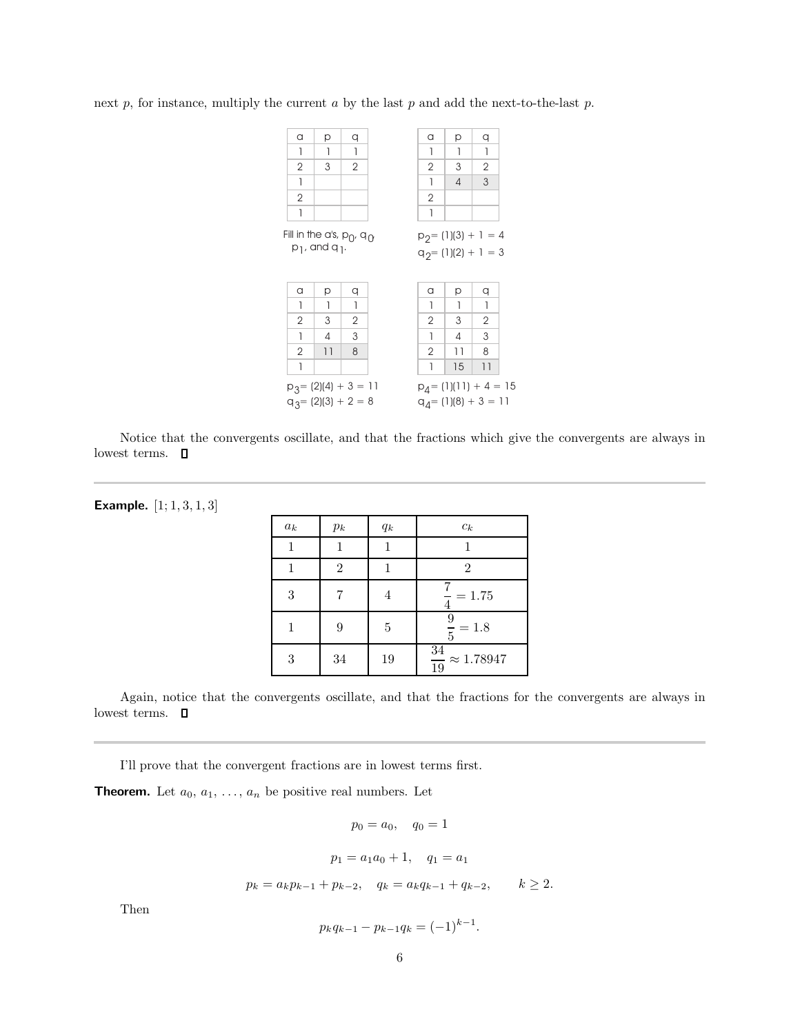next $p$, for instance, multiply the current $a$ by the last $p$ and add the next-to-the-last $p$.

| a | p | q |
|---|---|---|
| 1 | 1 | 1 |
| 2 | 3 | 2 |
| 1 | | |
| 2 | | |
| 1 | | |

Fill in the a's, $p_0$, $q_0$ $p_1$, and $q_1$.

| a | p | q |
|---|---|---|
| 1 | 1 | 1 |
| 2 | 3 | 2 |
| 1 | 4 | 3 |
| 2 | | |
| 1 | | |

$p_2 = (1)(3) + 1 = 4$
$q_2 = (1)(2) + 1 = 3$

| a | p | q |
|---|---|---|
| 1 | 1 | 1 |
| 2 | 3 | 2 |
| 1 | 4 | 3 |
| 2 | 11 | 8 |
| 1 | | |

$p_3 = (2)(4) + 3 = 11$
$q_3 = (2)(3) + 2 = 8$

| a | p | q |
|---|---|---|
| 1 | 1 | 1 |
| 2 | 3 | 2 |
| 1 | 4 | 3 |
| 2 | 11 | 8 |
| 1 | 15 | 11 |

$p_4 = (1)(11) + 4 = 15$
$q_4 = (1)(8) + 3 = 11$

Notice that the convergents oscillate, and that the fractions which give the convergents are always in lowest terms. □

---

**Example.** $[1; 1, 3, 1, 3]$

| $a_k$ | $p_k$ | $q_k$ | $c_k$ |
|---|---|---|---|
| 1 | 1 | 1 | 1 |
| 1 | 2 | 1 | 2 |
| 3 | 7 | 4 | $\dfrac{7}{4} = 1.75$ |
| 1 | 9 | 5 | $\dfrac{9}{5} = 1.8$ |
| 3 | 34 | 19 | $\dfrac{34}{19} \approx 1.78947$ |

Again, notice that the convergents oscillate, and that the fractions for the convergents are always in lowest terms. □

---

I'll prove that the convergent fractions are in lowest terms first.

**Theorem.** Let $a_0$, $a_1$, ..., $a_n$ be positive real numbers. Let

$$p_0 = a_0, \quad q_0 = 1$$

$$p_1 = a_1 a_0 + 1, \quad q_1 = a_1$$

$$p_k = a_k p_{k-1} + p_{k-2}, \quad q_k = a_k q_{k-1} + q_{k-2}, \qquad k \geq 2.$$

Then

$$p_k q_{k-1} - p_{k-1} q_k = (-1)^{k-1}.$$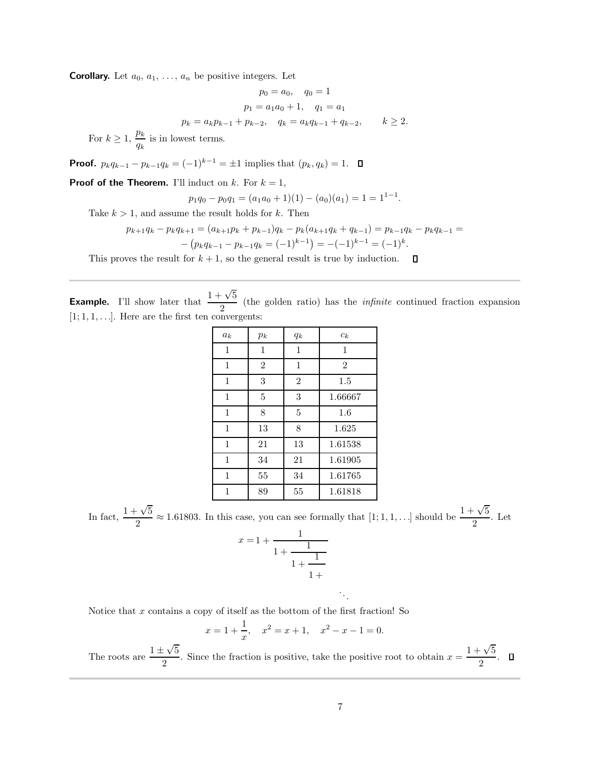**Corollary.** Let $a_0, a_1, \ldots, a_n$ be positive integers. Let

$$p_0 = a_0, \quad q_0 = 1$$

$$p_1 = a_1 a_0 + 1, \quad q_1 = a_1$$

$$p_k = a_k p_{k-1} + p_{k-2}, \quad q_k = a_k q_{k-1} + q_{k-2}, \qquad k \geq 2.$$

For $k \geq 1$, $\dfrac{p_k}{q_k}$ is in lowest terms.

**Proof.** $p_k q_{k-1} - p_{k-1} q_k = (-1)^{k-1} = \pm 1$ implies that $(p_k, q_k) = 1$. □

**Proof of the Theorem.** I'll induct on $k$. For $k = 1$,

$$p_1 q_0 - p_0 q_1 = (a_1 a_0 + 1)(1) - (a_0)(a_1) = 1 = 1^{1-1}.$$

Take $k > 1$, and assume the result holds for $k$. Then

$$p_{k+1} q_k - p_k q_{k+1} = (a_{k+1} p_k + p_{k-1}) q_k - p_k (a_{k+1} q_k + q_{k-1}) = p_{k-1} q_k - p_k q_{k-1} =$$
$$-\left(p_k q_{k-1} - p_{k-1} q_k = (-1)^{k-1}\right) = -(-1)^{k-1} = (-1)^k.$$

This proves the result for $k + 1$, so the general result is true by induction. □

---

**Example.** I'll show later that $\dfrac{1+\sqrt{5}}{2}$ (the golden ratio) has the *infinite* continued fraction expansion $[1; 1, 1, \ldots]$. Here are the first ten convergents:

| $a_k$ | $p_k$ | $q_k$ | $c_k$ |
|---|---|---|---|
| 1 | 1 | 1 | 1 |
| 1 | 2 | 1 | 2 |
| 1 | 3 | 2 | 1.5 |
| 1 | 5 | 3 | 1.66667 |
| 1 | 8 | 5 | 1.6 |
| 1 | 13 | 8 | 1.625 |
| 1 | 21 | 13 | 1.61538 |
| 1 | 34 | 21 | 1.61905 |
| 1 | 55 | 34 | 1.61765 |
| 1 | 89 | 55 | 1.61818 |

In fact, $\dfrac{1+\sqrt{5}}{2} \approx 1.61803$. In this case, you can see formally that $[1; 1, 1, \ldots]$ should be $\dfrac{1+\sqrt{5}}{2}$. Let

$$x = 1 + \cfrac{1}{1 + \cfrac{1}{1 + \cfrac{1}{1 + \ddots}}}$$

Notice that $x$ contains a copy of itself as the bottom of the first fraction! So

$$x = 1 + \frac{1}{x}, \quad x^2 = x + 1, \quad x^2 - x - 1 = 0.$$

The roots are $\dfrac{1 \pm \sqrt{5}}{2}$. Since the fraction is positive, take the positive root to obtain $x = \dfrac{1+\sqrt{5}}{2}$. □

---